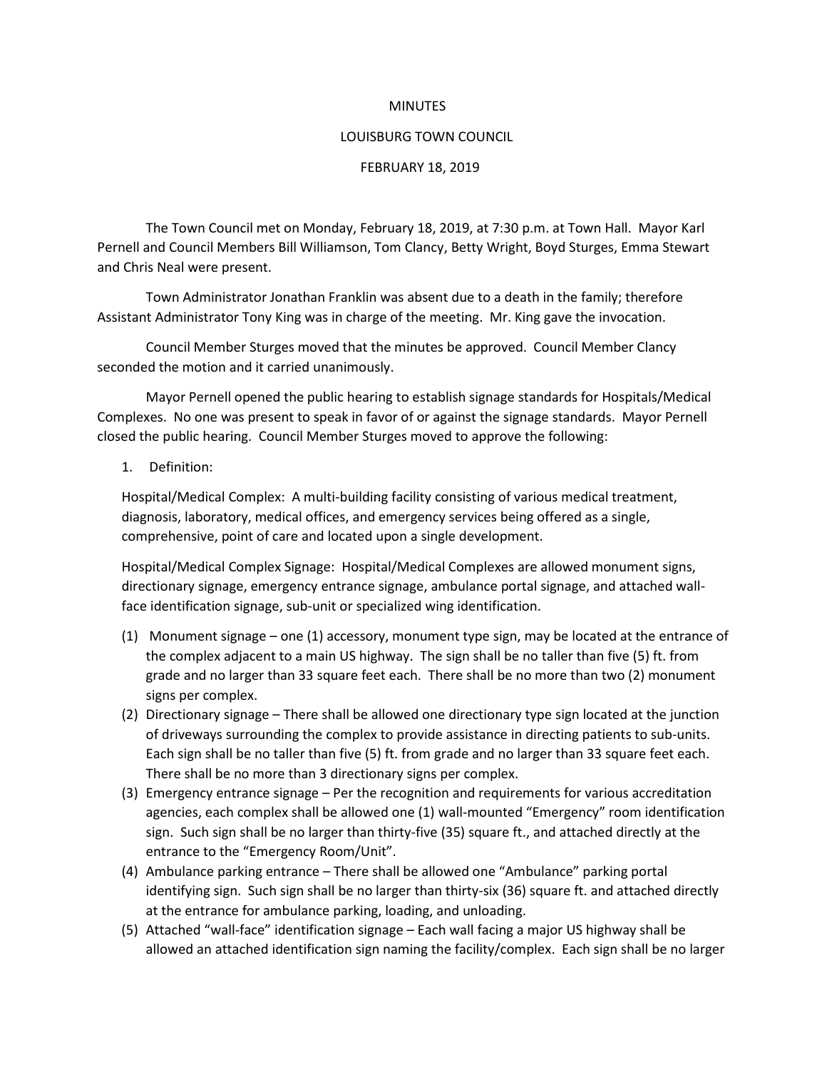MINUTES

LOUISBURG TOWN COUNCIL

FEBRUARY 18, 2019

The Town Council met on Monday, February 18, 2019, at 7:30 p.m. at Town Hall. Mayor Karl Pernell and Council Members Bill Williamson, Tom Clancy, Betty Wright, Boyd Sturges, Emma Stewart and Chris Neal were present.

Town Administrator Jonathan Franklin was absent due to a death in the family; therefore Assistant Administrator Tony King was in charge of the meeting. Mr. King gave the invocation.

Council Member Sturges moved that the minutes be approved. Council Member Clancy seconded the motion and it carried unanimously.

Mayor Pernell opened the public hearing to establish signage standards for Hospitals/Medical Complexes. No one was present to speak in favor of or against the signage standards. Mayor Pernell closed the public hearing. Council Member Sturges moved to approve the following:

1. Definition:

Hospital/Medical Complex: A multi-building facility consisting of various medical treatment, diagnosis, laboratory, medical offices, and emergency services being offered as a single, comprehensive, point of care and located upon a single development.

Hospital/Medical Complex Signage: Hospital/Medical Complexes are allowed monument signs, directionary signage, emergency entrance signage, ambulance portal signage, and attached wall-face identification signage, sub-unit or specialized wing identification.

(1) Monument signage – one (1) accessory, monument type sign, may be located at the entrance of the complex adjacent to a main US highway. The sign shall be no taller than five (5) ft. from grade and no larger than 33 square feet each. There shall be no more than two (2) monument signs per complex.
(2) Directionary signage – There shall be allowed one directionary type sign located at the junction of driveways surrounding the complex to provide assistance in directing patients to sub-units. Each sign shall be no taller than five (5) ft. from grade and no larger than 33 square feet each. There shall be no more than 3 directionary signs per complex.
(3) Emergency entrance signage – Per the recognition and requirements for various accreditation agencies, each complex shall be allowed one (1) wall-mounted "Emergency" room identification sign. Such sign shall be no larger than thirty-five (35) square ft., and attached directly at the entrance to the "Emergency Room/Unit".
(4) Ambulance parking entrance – There shall be allowed one "Ambulance" parking portal identifying sign. Such sign shall be no larger than thirty-six (36) square ft. and attached directly at the entrance for ambulance parking, loading, and unloading.
(5) Attached "wall-face" identification signage – Each wall facing a major US highway shall be allowed an attached identification sign naming the facility/complex. Each sign shall be no larger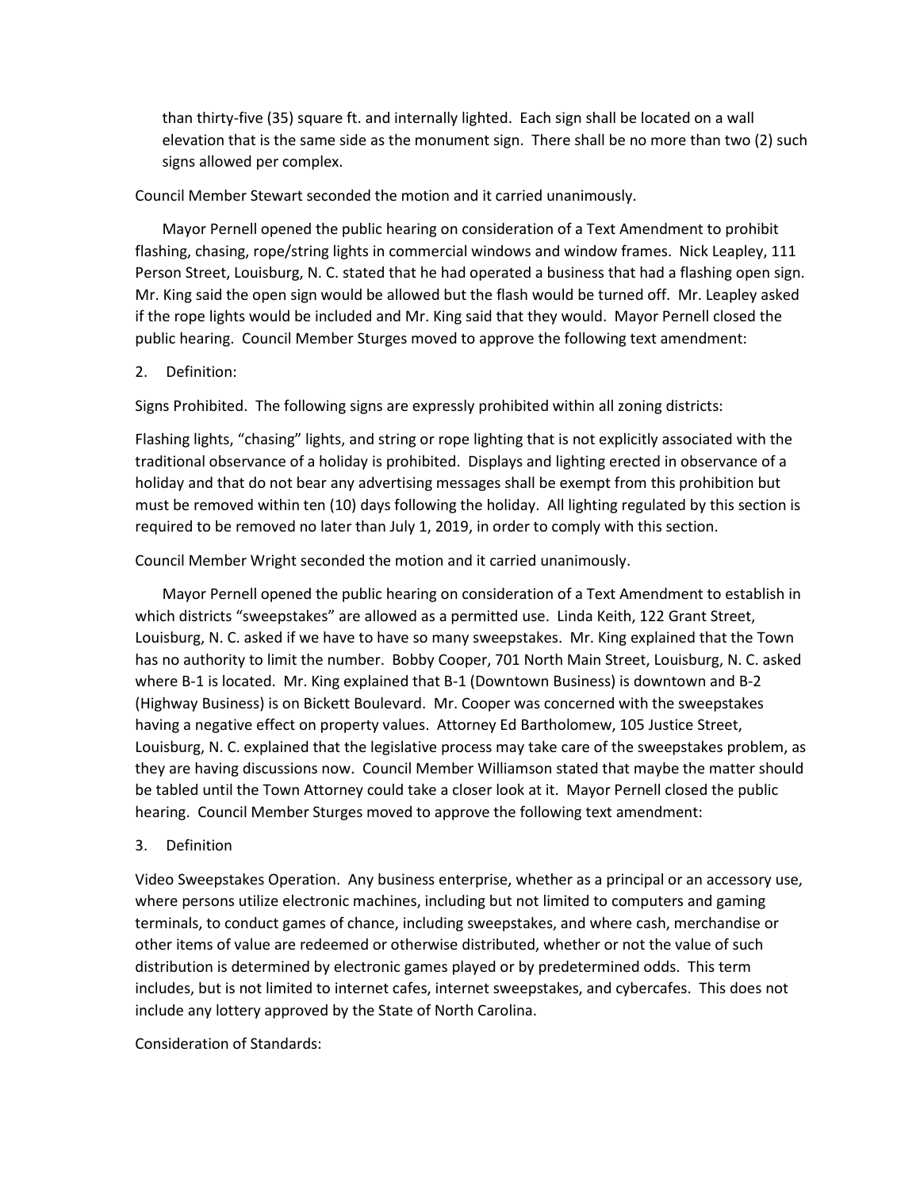than thirty-five (35) square ft. and internally lighted. Each sign shall be located on a wall elevation that is the same side as the monument sign. There shall be no more than two (2) such signs allowed per complex.

Council Member Stewart seconded the motion and it carried unanimously.

Mayor Pernell opened the public hearing on consideration of a Text Amendment to prohibit flashing, chasing, rope/string lights in commercial windows and window frames. Nick Leapley, 111 Person Street, Louisburg, N. C. stated that he had operated a business that had a flashing open sign. Mr. King said the open sign would be allowed but the flash would be turned off. Mr. Leapley asked if the rope lights would be included and Mr. King said that they would. Mayor Pernell closed the public hearing. Council Member Sturges moved to approve the following text amendment:

2. Definition:

Signs Prohibited. The following signs are expressly prohibited within all zoning districts:

Flashing lights, "chasing" lights, and string or rope lighting that is not explicitly associated with the traditional observance of a holiday is prohibited. Displays and lighting erected in observance of a holiday and that do not bear any advertising messages shall be exempt from this prohibition but must be removed within ten (10) days following the holiday. All lighting regulated by this section is required to be removed no later than July 1, 2019, in order to comply with this section.

Council Member Wright seconded the motion and it carried unanimously.

Mayor Pernell opened the public hearing on consideration of a Text Amendment to establish in which districts "sweepstakes" are allowed as a permitted use. Linda Keith, 122 Grant Street, Louisburg, N. C. asked if we have to have so many sweepstakes. Mr. King explained that the Town has no authority to limit the number. Bobby Cooper, 701 North Main Street, Louisburg, N. C. asked where B-1 is located. Mr. King explained that B-1 (Downtown Business) is downtown and B-2 (Highway Business) is on Bickett Boulevard. Mr. Cooper was concerned with the sweepstakes having a negative effect on property values. Attorney Ed Bartholomew, 105 Justice Street, Louisburg, N. C. explained that the legislative process may take care of the sweepstakes problem, as they are having discussions now. Council Member Williamson stated that maybe the matter should be tabled until the Town Attorney could take a closer look at it. Mayor Pernell closed the public hearing. Council Member Sturges moved to approve the following text amendment:

3. Definition

Video Sweepstakes Operation. Any business enterprise, whether as a principal or an accessory use, where persons utilize electronic machines, including but not limited to computers and gaming terminals, to conduct games of chance, including sweepstakes, and where cash, merchandise or other items of value are redeemed or otherwise distributed, whether or not the value of such distribution is determined by electronic games played or by predetermined odds. This term includes, but is not limited to internet cafes, internet sweepstakes, and cybercafes. This does not include any lottery approved by the State of North Carolina.

Consideration of Standards: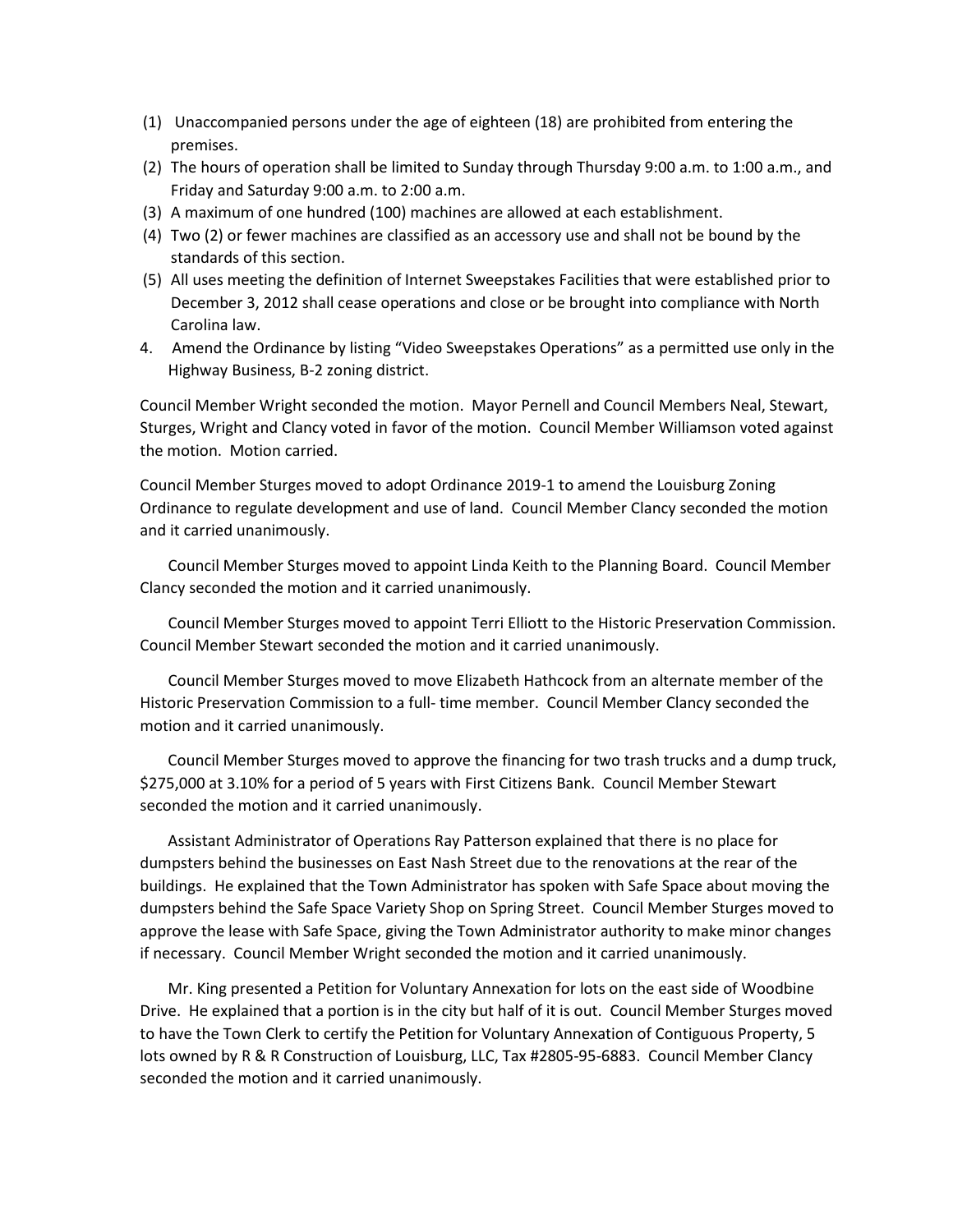(1) Unaccompanied persons under the age of eighteen (18) are prohibited from entering the premises.
(2) The hours of operation shall be limited to Sunday through Thursday 9:00 a.m. to 1:00 a.m., and Friday and Saturday 9:00 a.m. to 2:00 a.m.
(3) A maximum of one hundred (100) machines are allowed at each establishment.
(4) Two (2) or fewer machines are classified as an accessory use and shall not be bound by the standards of this section.
(5) All uses meeting the definition of Internet Sweepstakes Facilities that were established prior to December 3, 2012 shall cease operations and close or be brought into compliance with North Carolina law.

4. Amend the Ordinance by listing "Video Sweepstakes Operations" as a permitted use only in the Highway Business, B-2 zoning district.

Council Member Wright seconded the motion. Mayor Pernell and Council Members Neal, Stewart, Sturges, Wright and Clancy voted in favor of the motion. Council Member Williamson voted against the motion. Motion carried.

Council Member Sturges moved to adopt Ordinance 2019-1 to amend the Louisburg Zoning Ordinance to regulate development and use of land. Council Member Clancy seconded the motion and it carried unanimously.

Council Member Sturges moved to appoint Linda Keith to the Planning Board. Council Member Clancy seconded the motion and it carried unanimously.

Council Member Sturges moved to appoint Terri Elliott to the Historic Preservation Commission. Council Member Stewart seconded the motion and it carried unanimously.

Council Member Sturges moved to move Elizabeth Hathcock from an alternate member of the Historic Preservation Commission to a full- time member. Council Member Clancy seconded the motion and it carried unanimously.

Council Member Sturges moved to approve the financing for two trash trucks and a dump truck, $275,000 at 3.10% for a period of 5 years with First Citizens Bank. Council Member Stewart seconded the motion and it carried unanimously.

Assistant Administrator of Operations Ray Patterson explained that there is no place for dumpsters behind the businesses on East Nash Street due to the renovations at the rear of the buildings. He explained that the Town Administrator has spoken with Safe Space about moving the dumpsters behind the Safe Space Variety Shop on Spring Street. Council Member Sturges moved to approve the lease with Safe Space, giving the Town Administrator authority to make minor changes if necessary. Council Member Wright seconded the motion and it carried unanimously.

Mr. King presented a Petition for Voluntary Annexation for lots on the east side of Woodbine Drive. He explained that a portion is in the city but half of it is out. Council Member Sturges moved to have the Town Clerk to certify the Petition for Voluntary Annexation of Contiguous Property, 5 lots owned by R & R Construction of Louisburg, LLC, Tax #2805-95-6883. Council Member Clancy seconded the motion and it carried unanimously.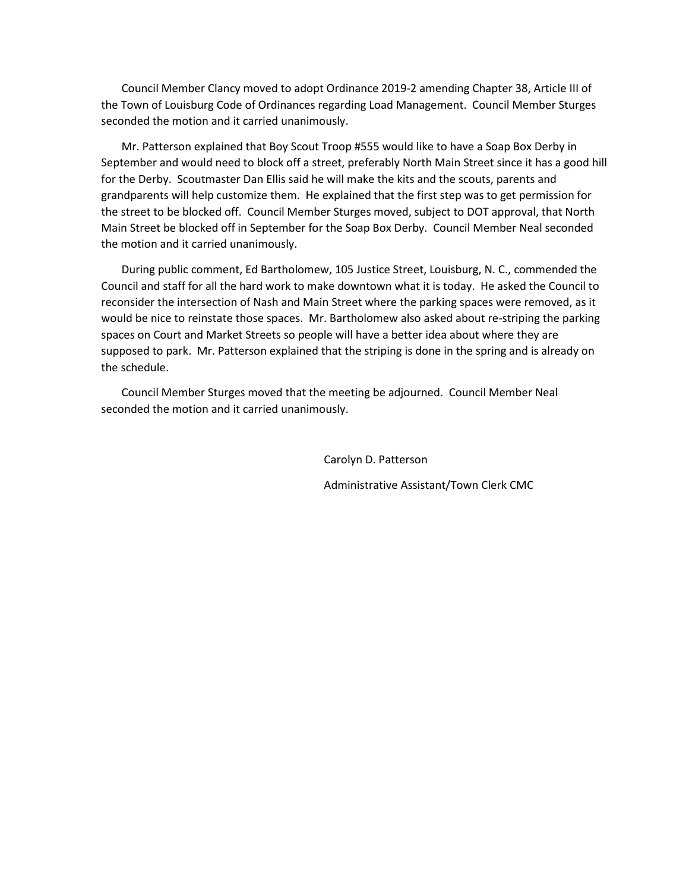Council Member Clancy moved to adopt Ordinance 2019-2 amending Chapter 38, Article III of the Town of Louisburg Code of Ordinances regarding Load Management. Council Member Sturges seconded the motion and it carried unanimously.

Mr. Patterson explained that Boy Scout Troop #555 would like to have a Soap Box Derby in September and would need to block off a street, preferably North Main Street since it has a good hill for the Derby. Scoutmaster Dan Ellis said he will make the kits and the scouts, parents and grandparents will help customize them. He explained that the first step was to get permission for the street to be blocked off. Council Member Sturges moved, subject to DOT approval, that North Main Street be blocked off in September for the Soap Box Derby. Council Member Neal seconded the motion and it carried unanimously.

During public comment, Ed Bartholomew, 105 Justice Street, Louisburg, N. C., commended the Council and staff for all the hard work to make downtown what it is today. He asked the Council to reconsider the intersection of Nash and Main Street where the parking spaces were removed, as it would be nice to reinstate those spaces. Mr. Bartholomew also asked about re-striping the parking spaces on Court and Market Streets so people will have a better idea about where they are supposed to park. Mr. Patterson explained that the striping is done in the spring and is already on the schedule.

Council Member Sturges moved that the meeting be adjourned. Council Member Neal seconded the motion and it carried unanimously.

Carolyn D. Patterson

Administrative Assistant/Town Clerk CMC